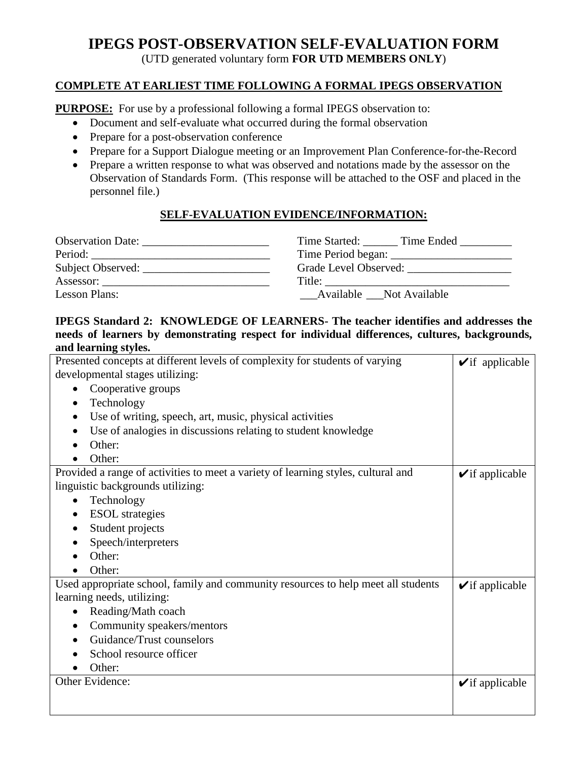# IPEGS POST-OBSERVATION SELF-EVALUATION FORM

(UTD generated voluntary form **FOR UTD MEMBERS ONLY**)

**COMPLETE AT EARLIEST TIME FOLLOWING A FORMAL IPEGS OBSERVATION**

**PURPOSE:** For use by a professional following a formal IPEGS observation to:

- Document and self-evaluate what occurred during the formal observation
- Prepare for a post-observation conference
- Prepare for a Support Dialogue meeting or an Improvement Plan Conference-for-the-Record
- Prepare a written response to what was observed and notations made by the assessor on the Observation of Standards Form. (This response will be attached to the OSF and placed in the personnel file.)

## SELF-EVALUATION EVIDENCE/INFORMATION:

Observation Date: ______________________ Time Started: ______ Time Ended _________

Period: ________________________________ Time Period began: _____________________

Subject Observed: ______________________ Grade Level Observed: __________________

Assessor: _____________________________ Title: ________________________________

Lesson Plans: ___Available ___Not Available

**IPEGS Standard 2: KNOWLEDGE OF LEARNERS- The teacher identifies and addresses the needs of learners by demonstrating respect for individual differences, cultures, backgrounds, and learning styles.**

| | |
|---|---|
| Presented concepts at different levels of complexity for students of varying developmental stages utilizing:<br>• Cooperative groups<br>• Technology<br>• Use of writing, speech, art, music, physical activities<br>• Use of analogies in discussions relating to student knowledge<br>• Other:<br>• Other: | ✔if applicable |
| Provided a range of activities to meet a variety of learning styles, cultural and linguistic backgrounds utilizing:<br>• Technology<br>• ESOL strategies<br>• Student projects<br>• Speech/interpreters<br>• Other:<br>• Other: | ✔if applicable |
| Used appropriate school, family and community resources to help meet all students learning needs, utilizing:<br>• Reading/Math coach<br>• Community speakers/mentors<br>• Guidance/Trust counselors<br>• School resource officer<br>• Other: | ✔if applicable |
| Other Evidence: | ✔if applicable |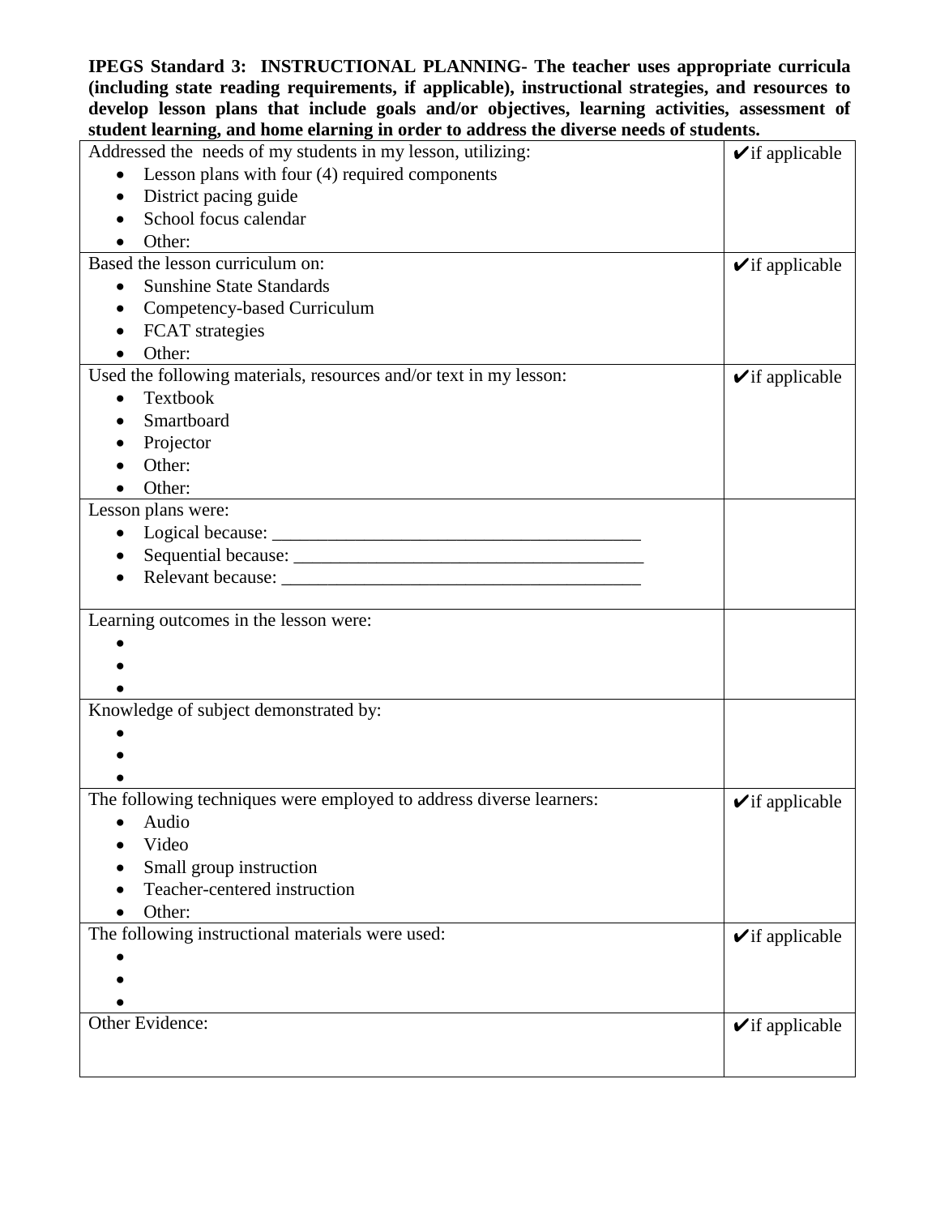**IPEGS Standard 3: INSTRUCTIONAL PLANNING- The teacher uses appropriate curricula (including state reading requirements, if applicable), instructional strategies, and resources to develop lesson plans that include goals and/or objectives, learning activities, assessment of student learning, and home elarning in order to address the diverse needs of students.**

| | |
|---|---|
| Addressed the needs of my students in my lesson, utilizing:<br>• Lesson plans with four (4) required components<br>• District pacing guide<br>• School focus calendar<br>• Other: | ✔if applicable |
| Based the lesson curriculum on:<br>• Sunshine State Standards<br>• Competency-based Curriculum<br>• FCAT strategies<br>• Other: | ✔if applicable |
| Used the following materials, resources and/or text in my lesson:<br>• Textbook<br>• Smartboard<br>• Projector<br>• Other:<br>• Other: | ✔if applicable |
| Lesson plans were:<br>• Logical because: ________________________________________<br>• Sequential because: ______________________________________<br>• Relevant because: _______________________________________ | |
| Learning outcomes in the lesson were:<br>•<br>•<br>• | |
| Knowledge of subject demonstrated by:<br>•<br>•<br>• | |
| The following techniques were employed to address diverse learners:<br>• Audio<br>• Video<br>• Small group instruction<br>• Teacher-centered instruction<br>• Other: | ✔if applicable |
| The following instructional materials were used:<br>•<br>•<br>• | ✔if applicable |
| Other Evidence: | ✔if applicable |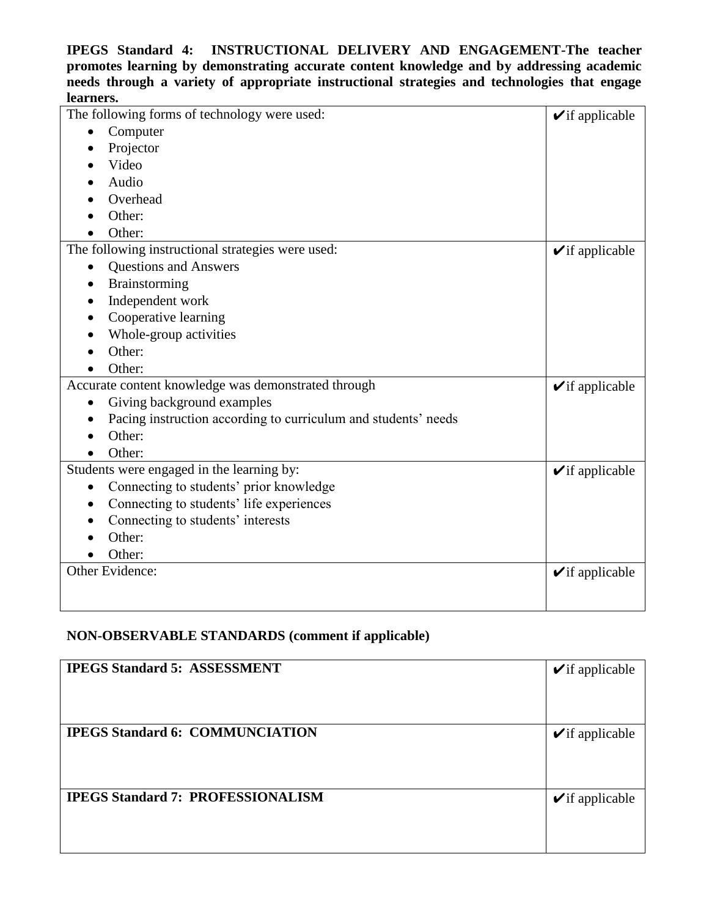**IPEGS Standard 4: INSTRUCTIONAL DELIVERY AND ENGAGEMENT-The teacher promotes learning by demonstrating accurate content knowledge and by addressing academic needs through a variety of appropriate instructional strategies and technologies that engage learners.**

| | |
|---|---|
| The following forms of technology were used:<br>• Computer<br>• Projector<br>• Video<br>• Audio<br>• Overhead<br>• Other:<br>• Other: | ✔if applicable |
| The following instructional strategies were used:<br>• Questions and Answers<br>• Brainstorming<br>• Independent work<br>• Cooperative learning<br>• Whole-group activities<br>• Other:<br>• Other: | ✔if applicable |
| Accurate content knowledge was demonstrated through<br>• Giving background examples<br>• Pacing instruction according to curriculum and students' needs<br>• Other:<br>• Other: | ✔if applicable |
| Students were engaged in the learning by:<br>• Connecting to students' prior knowledge<br>• Connecting to students' life experiences<br>• Connecting to students' interests<br>• Other:<br>• Other: | ✔if applicable |
| Other Evidence: | ✔if applicable |

**NON-OBSERVABLE STANDARDS (comment if applicable)**

| | |
|---|---|
| **IPEGS Standard 5: ASSESSMENT** | ✔if applicable |
| **IPEGS Standard 6: COMMUNCIATION** | ✔if applicable |
| **IPEGS Standard 7: PROFESSIONALISM** | ✔if applicable |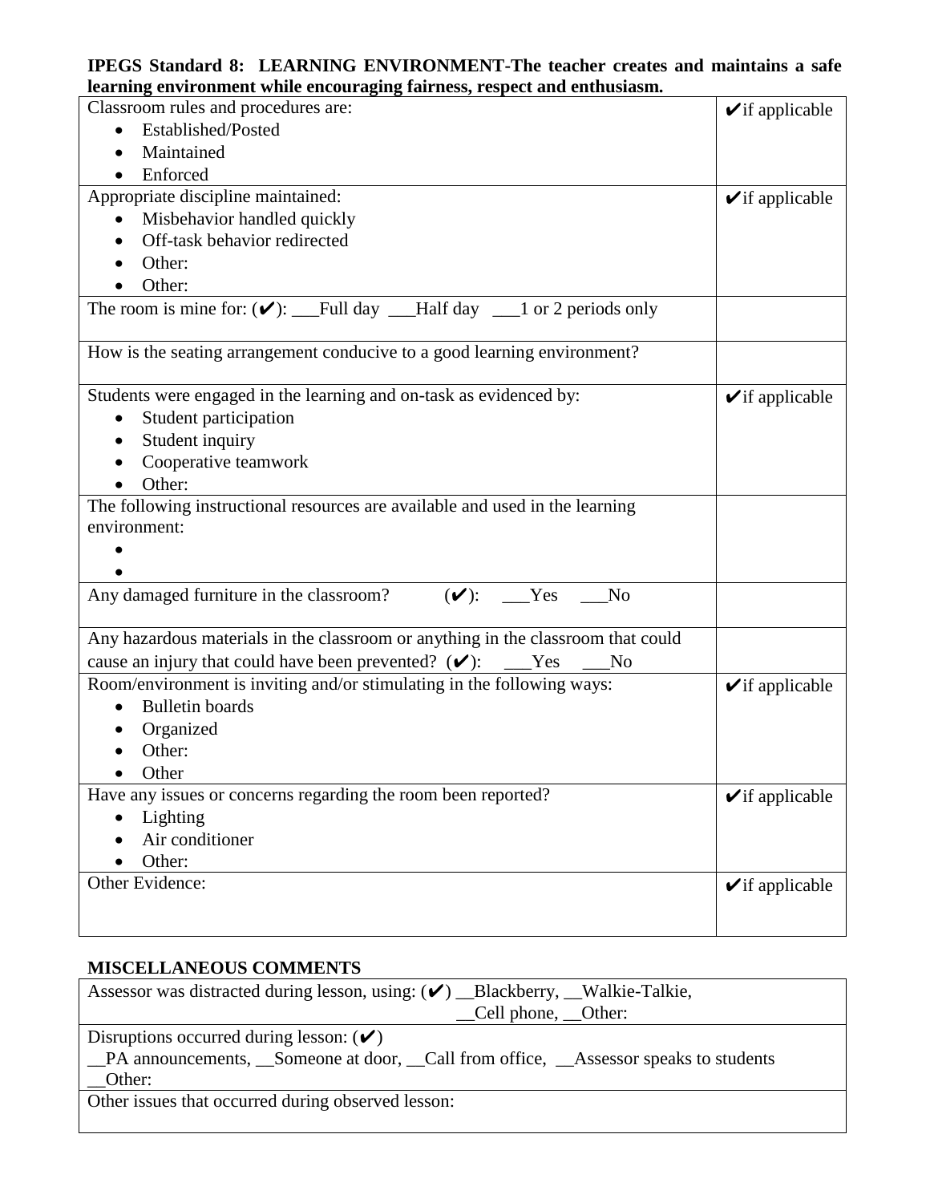**IPEGS Standard 8: LEARNING ENVIRONMENT-The teacher creates and maintains a safe learning environment while encouraging fairness, respect and enthusiasm.**

| | |
|---|---|
| Classroom rules and procedures are:<br>• Established/Posted<br>• Maintained<br>• Enforced | ✔if applicable |
| Appropriate discipline maintained:<br>• Misbehavior handled quickly<br>• Off-task behavior redirected<br>• Other:<br>• Other: | ✔if applicable |
| The room is mine for: (✔): ___Full day ___Half day ___1 or 2 periods only | |
| How is the seating arrangement conducive to a good learning environment? | |
| Students were engaged in the learning and on-task as evidenced by:<br>• Student participation<br>• Student inquiry<br>• Cooperative teamwork<br>• Other: | ✔if applicable |
| The following instructional resources are available and used in the learning environment:<br>•<br>• | |
| Any damaged furniture in the classroom? (✔): ___Yes ___No | |
| Any hazardous materials in the classroom or anything in the classroom that could cause an injury that could have been prevented? (✔): ___Yes ___No | |
| Room/environment is inviting and/or stimulating in the following ways:<br>• Bulletin boards<br>• Organized<br>• Other:<br>• Other | ✔if applicable |
| Have any issues or concerns regarding the room been reported?<br>• Lighting<br>• Air conditioner<br>• Other: | ✔if applicable |
| Other Evidence: | ✔if applicable |

**MISCELLANEOUS COMMENTS**

| |
|---|
| Assessor was distracted during lesson, using: (✔) __Blackberry, __Walkie-Talkie, __Cell phone, __Other: |
| Disruptions occurred during lesson: (✔)<br>__PA announcements, __Someone at door, __Call from office, __Assessor speaks to students __Other: |
| Other issues that occurred during observed lesson: |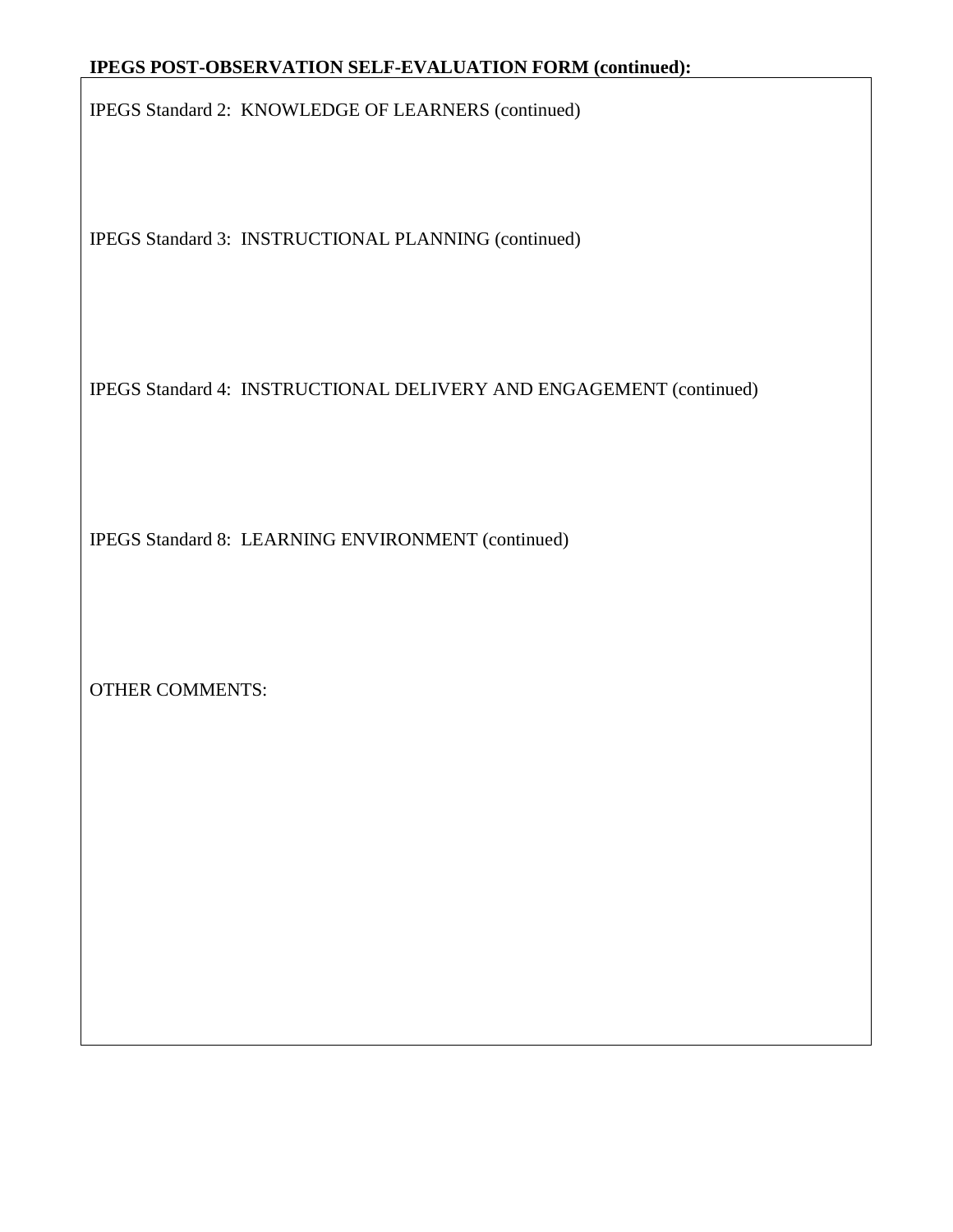**IPEGS POST-OBSERVATION SELF-EVALUATION FORM (continued):**

IPEGS Standard 2: KNOWLEDGE OF LEARNERS (continued)

IPEGS Standard 3: INSTRUCTIONAL PLANNING (continued)

IPEGS Standard 4: INSTRUCTIONAL DELIVERY AND ENGAGEMENT (continued)

IPEGS Standard 8: LEARNING ENVIRONMENT (continued)

OTHER COMMENTS: